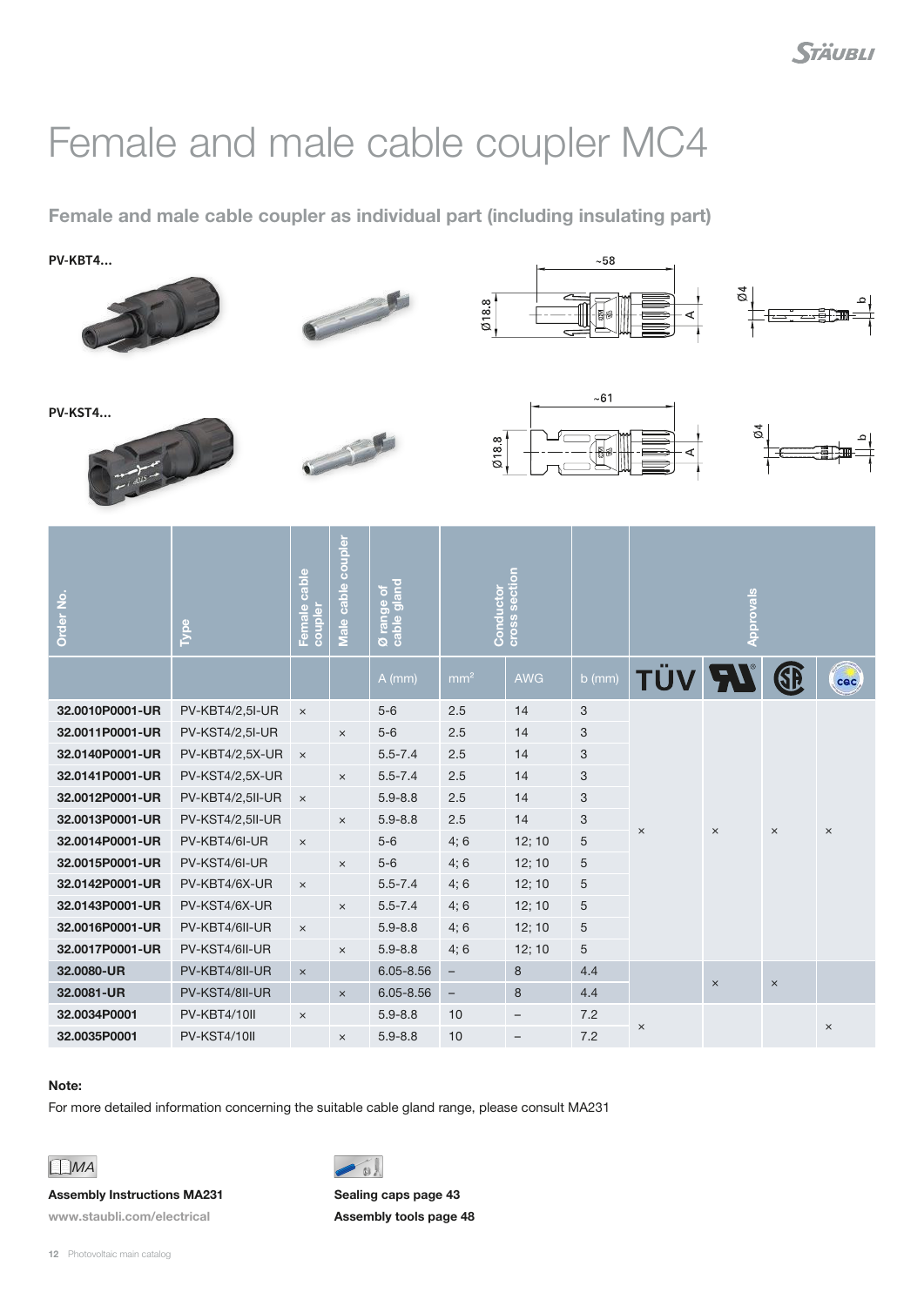# Female and male cable coupler MC4

## Female and male cable coupler as individual part (including insulating part)

**PV-KBT4...**

**PV-KST4...**

| Order No. | Type | Female cable coupler | Male cable coupler | Ø range of cable gland | Conductor cross section | | | Approvals | | | |
|---|---|---|---|---|---|---|---|---|---|---|---|
| | | | | A (mm) | $mm^2$ | AWG | b (mm) | TÜV | UR | CSA | CQC |
| 32.0010P0001-UR | PV-KBT4/2,5I-UR | × | | 5-6 | 2.5 | 14 | 3 | × | × | × | × |
| 32.0011P0001-UR | PV-KST4/2,5I-UR | | × | 5-6 | 2.5 | 14 | 3 | × | × | × | × |
| 32.0140P0001-UR | PV-KBT4/2,5X-UR | × | | 5.5-7.4 | 2.5 | 14 | 3 | × | × | × | × |
| 32.0141P0001-UR | PV-KST4/2,5X-UR | | × | 5.5-7.4 | 2.5 | 14 | 3 | × | × | × | × |
| 32.0012P0001-UR | PV-KBT4/2,5II-UR | × | | 5.9-8.8 | 2.5 | 14 | 3 | × | × | × | × |
| 32.0013P0001-UR | PV-KST4/2,5II-UR | | × | 5.9-8.8 | 2.5 | 14 | 3 | × | × | × | × |
| 32.0014P0001-UR | PV-KBT4/6I-UR | × | | 5-6 | 4; 6 | 12; 10 | 5 | × | × | × | × |
| 32.0015P0001-UR | PV-KST4/6I-UR | | × | 5-6 | 4; 6 | 12; 10 | 5 | × | × | × | × |
| 32.0142P0001-UR | PV-KBT4/6X-UR | × | | 5.5-7.4 | 4; 6 | 12; 10 | 5 | × | × | × | × |
| 32.0143P0001-UR | PV-KST4/6X-UR | | × | 5.5-7.4 | 4; 6 | 12; 10 | 5 | × | × | × | × |
| 32.0016P0001-UR | PV-KBT4/6II-UR | × | | 5.9-8.8 | 4; 6 | 12; 10 | 5 | × | × | × | × |
| 32.0017P0001-UR | PV-KST4/6II-UR | | × | 5.9-8.8 | 4; 6 | 12; 10 | 5 | × | × | × | × |
| 32.0080-UR | PV-KBT4/8II-UR | × | | 6.05-8.56 | – | 8 | 4.4 | | × | × | |
| 32.0081-UR | PV-KST4/8II-UR | | × | 6.05-8.56 | – | 8 | 4.4 | | × | × | |
| 32.0034P0001 | PV-KBT4/10II | × | | 5.9-8.8 | 10 | – | 7.2 | × | | | × |
| 32.0035P0001 | PV-KST4/10II | | × | 5.9-8.8 | 10 | – | 7.2 | × | | | × |

**Note:**

For more detailed information concerning the suitable cable gland range, please consult MA231

**Assembly Instructions MA231**

www.staubli.com/electrical

**Sealing caps page 43**

**Assembly tools page 48**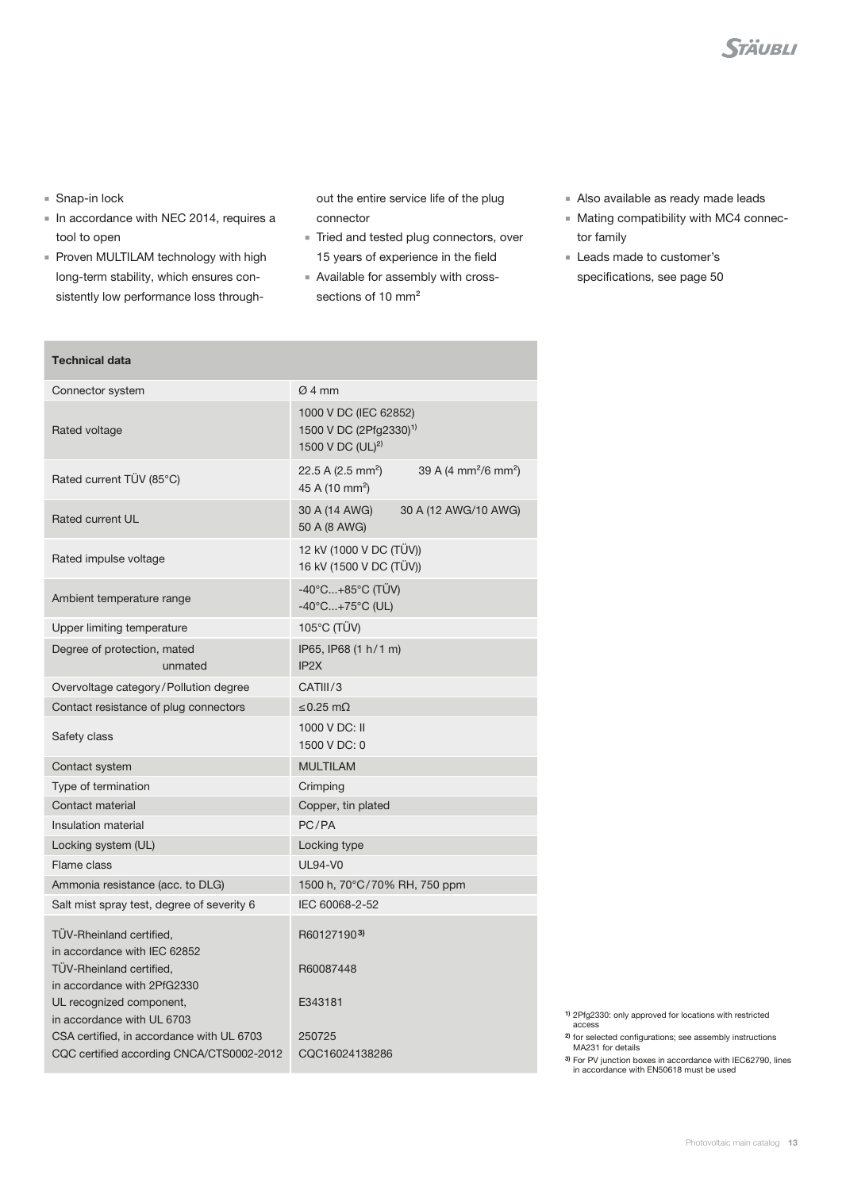- Snap-in lock
- In accordance with NEC 2014, requires a tool to open
- Proven MULTILAM technology with high long-term stability, which ensures consistently low performance loss throughout the entire service life of the plug connector
- Tried and tested plug connectors, over 15 years of experience in the field
- Available for assembly with cross-sections of 10 mm²
- Also available as ready made leads
- Mating compatibility with MC4 connector family
- Leads made to customer's specifications, see page 50

| Technical data | |
|---|---|
| Connector system | Ø 4 mm |
| Rated voltage | 1000 V DC (IEC 62852)<br>1500 V DC (2Pfg2330)[1)]<br>1500 V DC (UL)[2)] |
| Rated current TÜV (85°C) | 22.5 A (2.5 mm²) 39 A (4 mm²/6 mm²)<br>45 A (10 mm²) |
| Rated current UL | 30 A (14 AWG) 30 A (12 AWG/10 AWG)<br>50 A (8 AWG) |
| Rated impulse voltage | 12 kV (1000 V DC (TÜV))<br>16 kV (1500 V DC (TÜV)) |
| Ambient temperature range | -40°C...+85°C (TÜV)<br>-40°C...+75°C (UL) |
| Upper limiting temperature | 105°C (TÜV) |
| Degree of protection, mated<br>unmated | IP65, IP68 (1 h/1 m)<br>IP2X |
| Overvoltage category/Pollution degree | CATIII/3 |
| Contact resistance of plug connectors | ≤0.25 mΩ |
| Safety class | 1000 V DC: II<br>1500 V DC: 0 |
| Contact system | MULTILAM |
| Type of termination | Crimping |
| Contact material | Copper, tin plated |
| Insulation material | PC/PA |
| Locking system (UL) | Locking type |
| Flame class | UL94-V0 |
| Ammonia resistance (acc. to DLG) | 1500 h, 70°C/70% RH, 750 ppm |
| Salt mist spray test, degree of severity 6 | IEC 60068-2-52 |
| TÜV-Rheinland certified, in accordance with IEC 62852 | R60127190[3)] |
| TÜV-Rheinland certified, in accordance with 2PfG2330 | R60087448 |
| UL recognized component, in accordance with UL 6703 | E343181 |
| CSA certified, in accordance with UL 6703 | 250725 |
| CQC certified according CNCA/CTS0002-2012 | CQC16024138286 |

[1)] 2Pfg2330: only approved for locations with restricted access

[2)] for selected configurations; see assembly instructions MA231 for details

[3)] For PV junction boxes in accordance with IEC62790, lines in accordance with EN50618 must be used